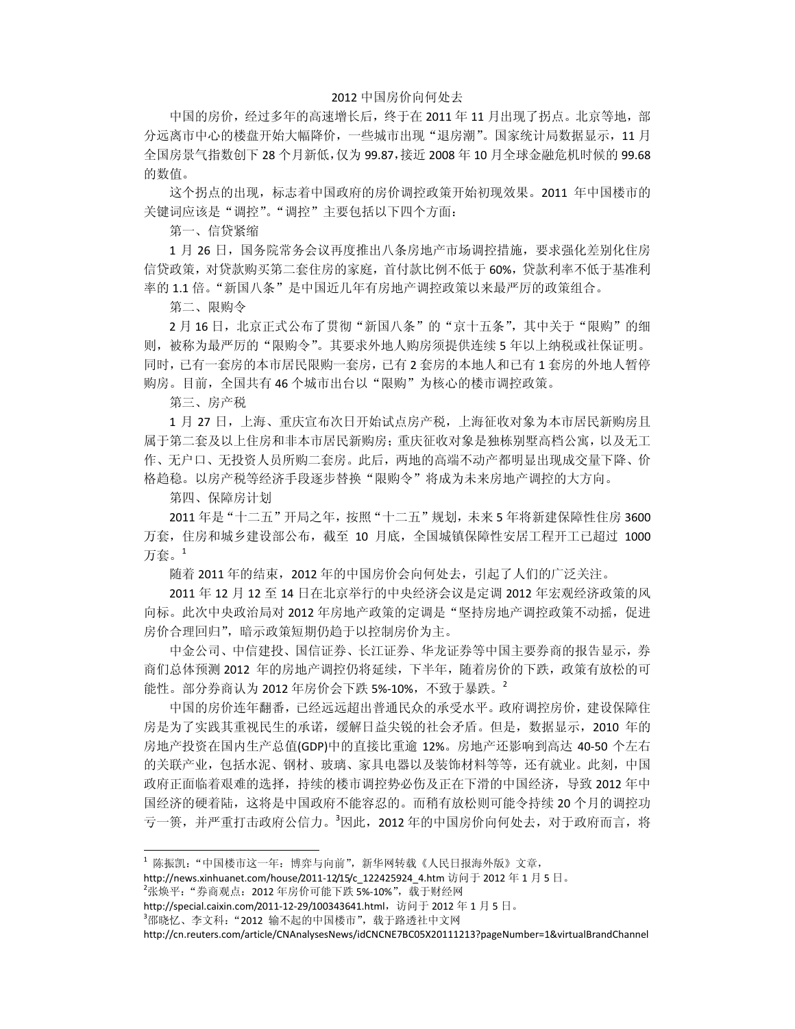# 2012 中国房价向何处去

中国的房价，经过多年的高速增长后，终于在 2011 年 11 月出现了拐点。北京等地，部分远离市中心的楼盘开始大幅降价，一些城市出现“退房潮”。国家统计局数据显示，11 月全国房景气指数创下 28 个月新低，仅为 99.87，接近 2008 年 10 月全球金融危机时候的 99.68 的数值。

这个拐点的出现，标志着中国政府的房价调控政策开始初现效果。2011 年中国楼市的关键词应该是“调控”。“调控”主要包括以下四个方面：

第一、信贷紧缩

1 月 26 日，国务院常务会议再度推出八条房地产市场调控措施，要求强化差别化住房信贷政策，对贷款购买第二套住房的家庭，首付款比例不低于 60%，贷款利率不低于基准利率的 1.1 倍。“新国八条”是中国近几年有房地产调控政策以来最严厉的政策组合。

第二、限购令

2 月 16 日，北京正式公布了贯彻“新国八条”的“京十五条”，其中关于“限购”的细则，被称为最严厉的“限购令”。其要求外地人购房须提供连续 5 年以上纳税或社保证明。同时，已有一套房的本市居民限购一套房，已有 2 套房的本地人和已有 1 套房的外地人暂停购房。目前，全国共有 46 个城市出台以“限购”为核心的楼市调控政策。

第三、房产税

1 月 27 日，上海、重庆宣布次日开始试点房产税，上海征收对象为本市居民新购房且属于第二套及以上住房和非本市居民新购房；重庆征收对象是独栋别墅高档公寓，以及无工作、无户口、无投资人员所购二套房。此后，两地的高端不动产都明显出现成交量下降、价格趋稳。以房产税等经济手段逐步替换“限购令”将成为未来房地产调控的大方向。

第四、保障房计划

2011 年是“十二五”开局之年，按照“十二五”规划，未来 5 年将新建保障性住房 3600 万套，住房和城乡建设部公布，截至 10 月底，全国城镇保障性安居工程开工已超过 1000 万套。[1]

随着 2011 年的结束，2012 年的中国房价会向何处去，引起了人们的广泛关注。

2011 年 12 月 12 至 14 日在北京举行的中央经济会议是定调 2012 年宏观经济政策的风向标。此次中央政治局对 2012 年房地产政策的定调是“坚持房地产调控政策不动摇，促进房价合理回归”，暗示政策短期仍趋于以控制房价为主。

中金公司、中信建投、国信证券、长江证券、华龙证券等中国主要券商的报告显示，券商们总体预测 2012 年的房地产调控仍将延续，下半年，随着房价的下跌，政策有放松的可能性。部分券商认为 2012 年房价会下跌 5%-10%，不致于暴跌。[2]

中国的房价连年翻番，已经远远超出普通民众的承受水平。政府调控房价，建设保障住房是为了实践其重视民生的承诺，缓解日益尖锐的社会矛盾。但是，数据显示，2010 年的房地产投资在国内生产总值(GDP)中的直接比重逾 12%。房地产还影响到高达 40-50 个左右的关联产业，包括水泥、钢材、玻璃、家具电器以及装饰材料等等，还有就业。此刻，中国政府正面临着艰难的选择，持续的楼市调控势必伤及正在下滑的中国经济，导致 2012 年中国经济的硬着陆，这将是中国政府不能容忍的。而稍有放松则可能令持续 20 个月的调控功亏一篑，并严重打击政府公信力。[3]因此，2012 年的中国房价向何处去，对于政府而言，将

---

[1] 陈振凯：“中国楼市这一年：博弈与向前”，新华网转载《人民日报海外版》文章，http://news.xinhuanet.com/house/2011-12/15/c_122425924_4.htm 访问于 2012 年 1 月 5 日。

[2]张焕平：“券商观点：2012 年房价可能下跌 5%-10%”，载于财经网 http://special.caixin.com/2011-12-29/100343641.html，访问于 2012 年 1 月 5 日。

[3]邵晓忆、李文科：“2012 输不起的中国楼市”，载于路透社中文网 http://cn.reuters.com/article/CNAnalysesNews/idCNCNE7BC05X20111213?pageNumber=1&virtualBrandChannel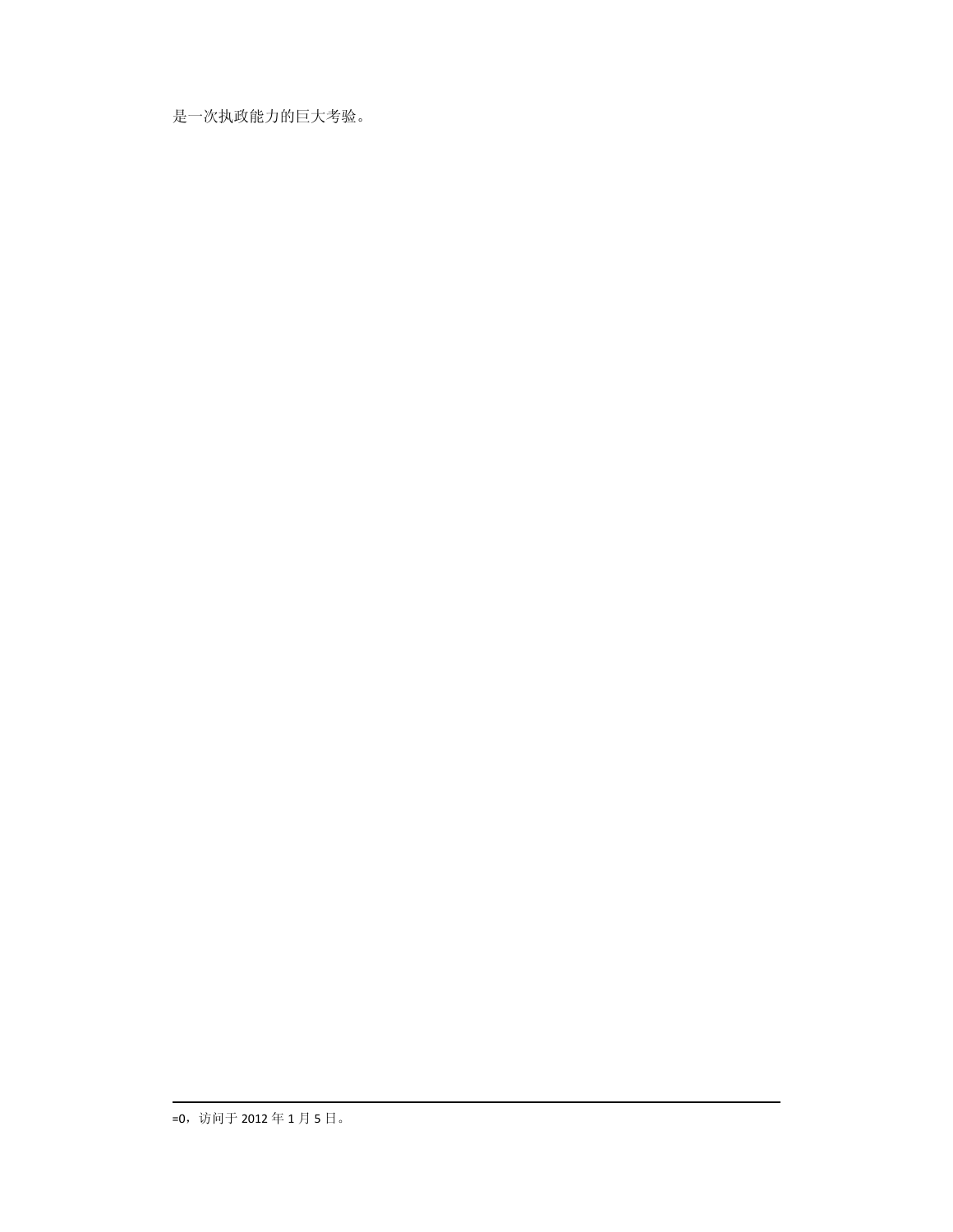是一次执政能力的巨大考验。

---

=0，访问于 2012 年 1 月 5 日。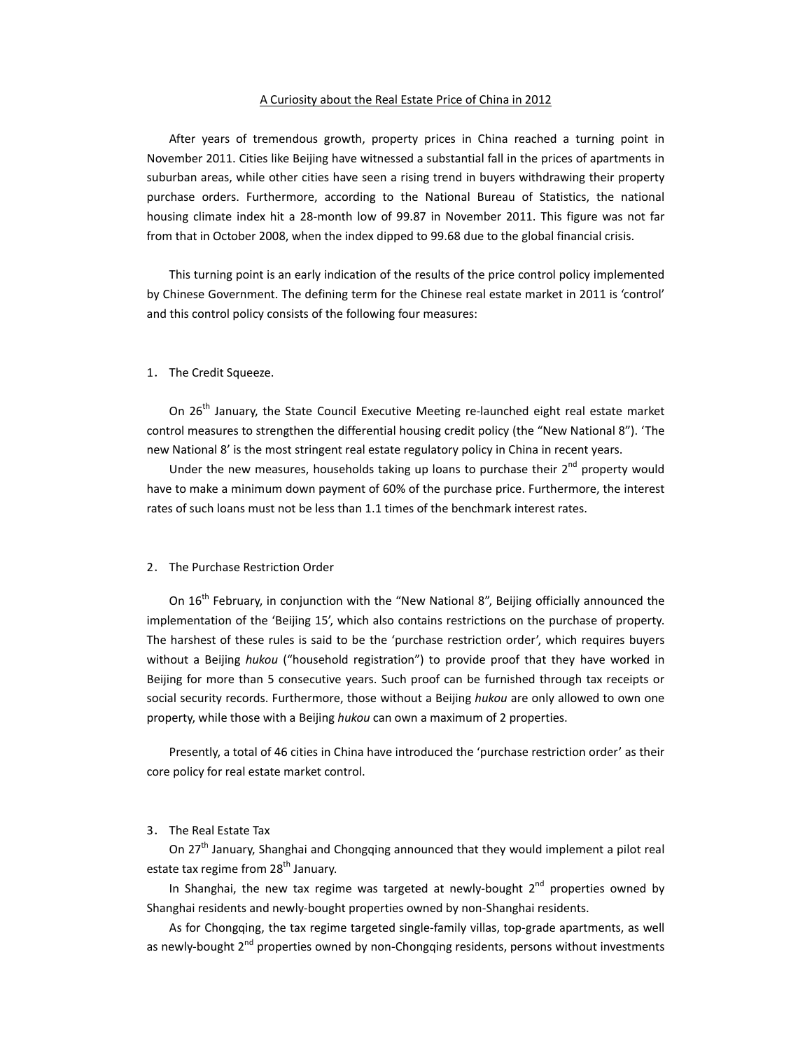# A Curiosity about the Real Estate Price of China in 2012

After years of tremendous growth, property prices in China reached a turning point in November 2011. Cities like Beijing have witnessed a substantial fall in the prices of apartments in suburban areas, while other cities have seen a rising trend in buyers withdrawing their property purchase orders. Furthermore, according to the National Bureau of Statistics, the national housing climate index hit a 28-month low of 99.87 in November 2011. This figure was not far from that in October 2008, when the index dipped to 99.68 due to the global financial crisis.

This turning point is an early indication of the results of the price control policy implemented by Chinese Government. The defining term for the Chinese real estate market in 2011 is 'control' and this control policy consists of the following four measures:

1. The Credit Squeeze.

On 26th January, the State Council Executive Meeting re-launched eight real estate market control measures to strengthen the differential housing credit policy (the "New National 8"). 'The new National 8' is the most stringent real estate regulatory policy in China in recent years.

Under the new measures, households taking up loans to purchase their 2nd property would have to make a minimum down payment of 60% of the purchase price. Furthermore, the interest rates of such loans must not be less than 1.1 times of the benchmark interest rates.

2. The Purchase Restriction Order

On 16th February, in conjunction with the "New National 8", Beijing officially announced the implementation of the 'Beijing 15', which also contains restrictions on the purchase of property. The harshest of these rules is said to be the 'purchase restriction order', which requires buyers without a Beijing *hukou* ("household registration") to provide proof that they have worked in Beijing for more than 5 consecutive years. Such proof can be furnished through tax receipts or social security records. Furthermore, those without a Beijing *hukou* are only allowed to own one property, while those with a Beijing *hukou* can own a maximum of 2 properties.

Presently, a total of 46 cities in China have introduced the 'purchase restriction order' as their core policy for real estate market control.

3. The Real Estate Tax

On 27th January, Shanghai and Chongqing announced that they would implement a pilot real estate tax regime from 28th January.

In Shanghai, the new tax regime was targeted at newly-bought 2nd properties owned by Shanghai residents and newly-bought properties owned by non-Shanghai residents.

As for Chongqing, the tax regime targeted single-family villas, top-grade apartments, as well as newly-bought 2nd properties owned by non-Chongqing residents, persons without investments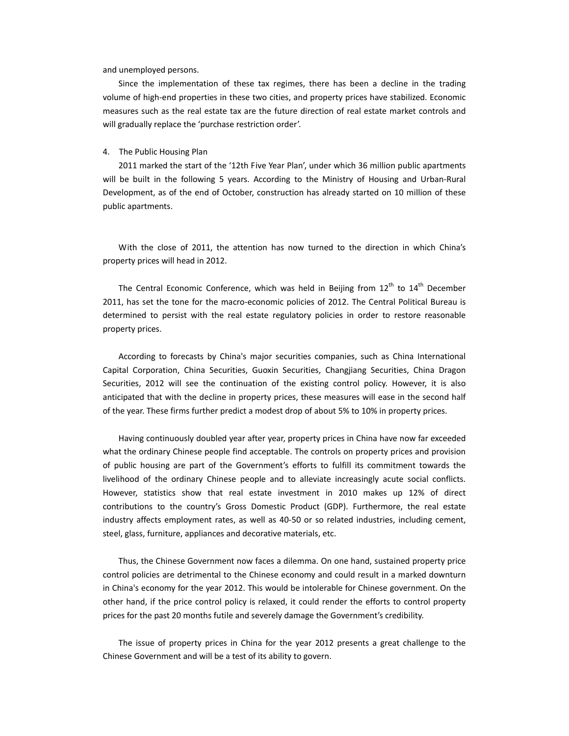and unemployed persons.

Since the implementation of these tax regimes, there has been a decline in the trading volume of high-end properties in these two cities, and property prices have stabilized. Economic measures such as the real estate tax are the future direction of real estate market controls and will gradually replace the 'purchase restriction order'.

4. The Public Housing Plan

2011 marked the start of the '12th Five Year Plan', under which 36 million public apartments will be built in the following 5 years. According to the Ministry of Housing and Urban-Rural Development, as of the end of October, construction has already started on 10 million of these public apartments.

With the close of 2011, the attention has now turned to the direction in which China's property prices will head in 2012.

The Central Economic Conference, which was held in Beijing from 12th to 14th December 2011, has set the tone for the macro-economic policies of 2012. The Central Political Bureau is determined to persist with the real estate regulatory policies in order to restore reasonable property prices.

According to forecasts by China's major securities companies, such as China International Capital Corporation, China Securities, Guoxin Securities, Changjiang Securities, China Dragon Securities, 2012 will see the continuation of the existing control policy. However, it is also anticipated that with the decline in property prices, these measures will ease in the second half of the year. These firms further predict a modest drop of about 5% to 10% in property prices.

Having continuously doubled year after year, property prices in China have now far exceeded what the ordinary Chinese people find acceptable. The controls on property prices and provision of public housing are part of the Government's efforts to fulfill its commitment towards the livelihood of the ordinary Chinese people and to alleviate increasingly acute social conflicts. However, statistics show that real estate investment in 2010 makes up 12% of direct contributions to the country's Gross Domestic Product (GDP). Furthermore, the real estate industry affects employment rates, as well as 40-50 or so related industries, including cement, steel, glass, furniture, appliances and decorative materials, etc.

Thus, the Chinese Government now faces a dilemma. On one hand, sustained property price control policies are detrimental to the Chinese economy and could result in a marked downturn in China's economy for the year 2012. This would be intolerable for Chinese government. On the other hand, if the price control policy is relaxed, it could render the efforts to control property prices for the past 20 months futile and severely damage the Government's credibility.

The issue of property prices in China for the year 2012 presents a great challenge to the Chinese Government and will be a test of its ability to govern.